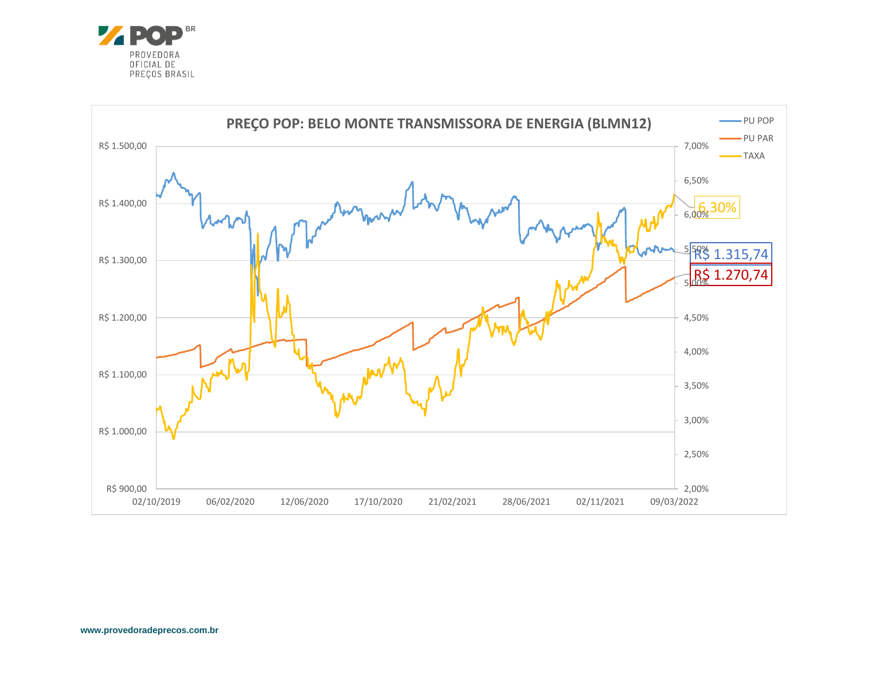PROVEDORA OFICIAL DE PREÇOS BRASIL

**PREÇO POP: BELO MONTE TRANSMISSORA DE ENERGIA (BLMN12)**

- PU POP
- PU PAR
- TAXA

6,30%

R$ 1.315,74

R$ 1.270,74

www.provedoradeprecos.com.br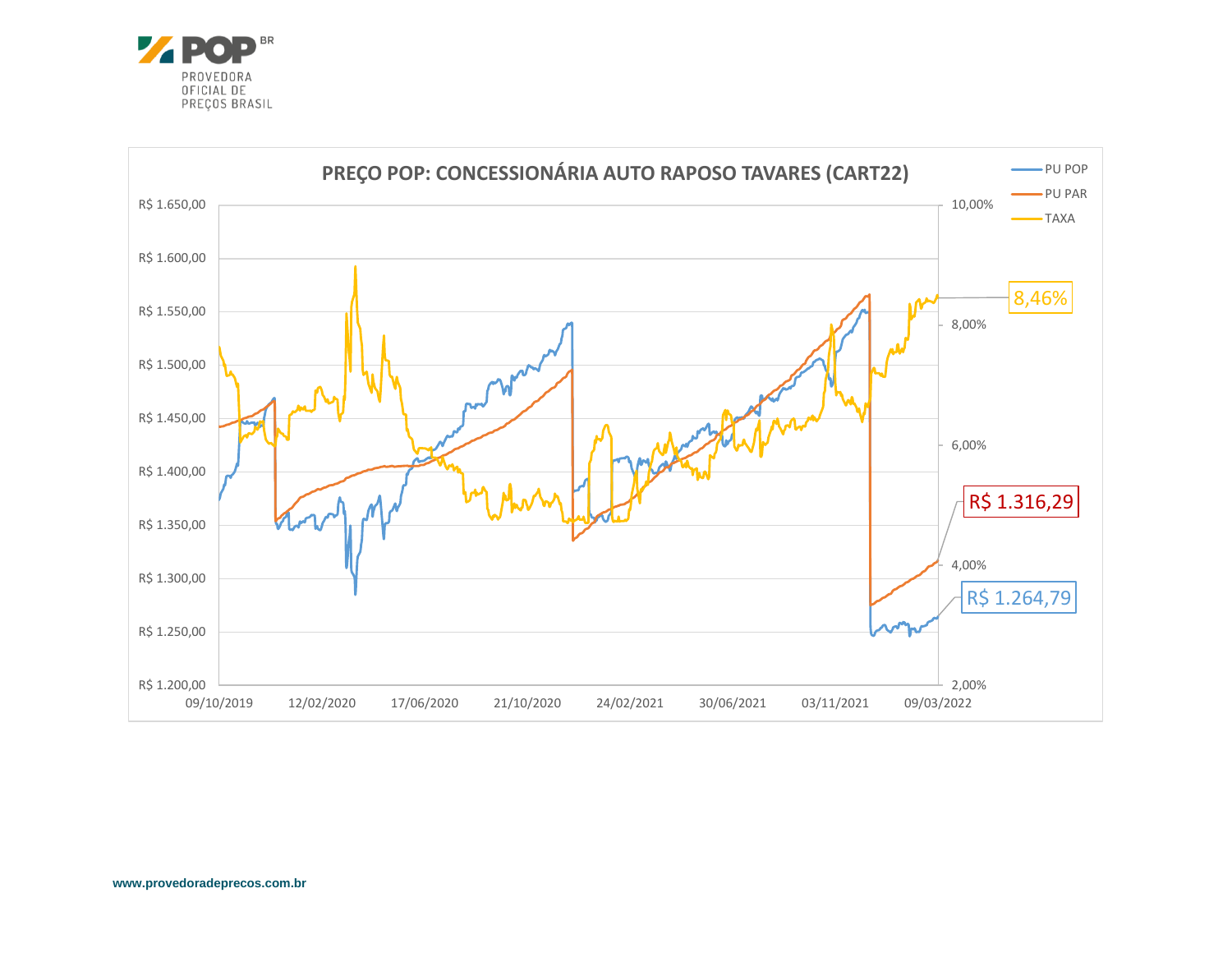PROVEDORA OFICIAL DE PREÇOS BRASIL

## PREÇO POP: CONCESSIONÁRIA AUTO RAPOSO TAVARES (CART22)

- PU POP
- PU PAR
- TAXA

8,46%

R$ 1.316,29

R$ 1.264,79

www.provedoradeprecos.com.br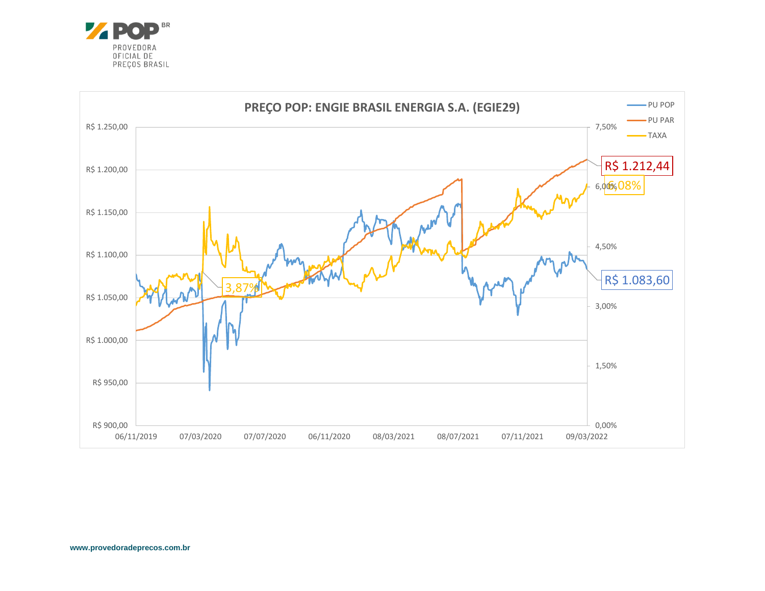PROVEDORA OFICIAL DE PREÇOS BRASIL

## PREÇO POP: ENGIE BRASIL ENERGIA S.A. (EGIE29)

PU POP
PU PAR
TAXA

R$ 1.250,00
R$ 1.200,00
R$ 1.150,00
R$ 1.100,00
R$ 1.050,00
R$ 1.000,00
R$ 950,00
R$ 900,00

7,50%
6,00%
4,50%
3,00%
1,50%
0,00%

06/11/2019 07/03/2020 07/07/2020 06/11/2020 08/03/2021 08/07/2021 07/11/2021 09/03/2022

3,87%
R$ 1.212,44
6,08%
R$ 1.083,60

www.provedoradeprecos.com.br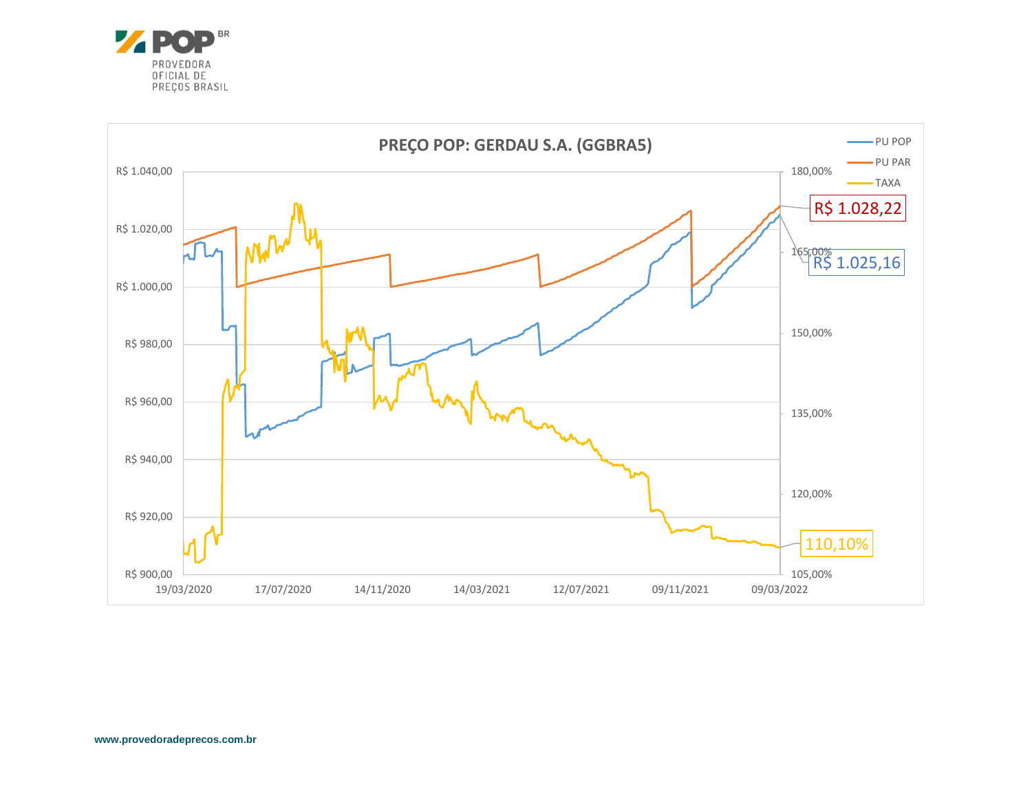**POP** BR

PROVEDORA OFICIAL DE PREÇOS BRASIL

## PREÇO POP: GERDAU S.A. (GGBRA5)

- PU POP
- PU PAR
- TAXA

R$ 1.028,22

R$ 1.025,16

110,10%

R$ 1.040,00 | R$ 1.020,00 | R$ 1.000,00 | R$ 980,00 | R$ 960,00 | R$ 940,00 | R$ 920,00 | R$ 900,00

180,00% | 165,00% | 150,00% | 135,00% | 120,00% | 105,00%

19/03/2020 | 17/07/2020 | 14/11/2020 | 14/03/2021 | 12/07/2021 | 09/11/2021 | 09/03/2022

www.provedoradeprecos.com.br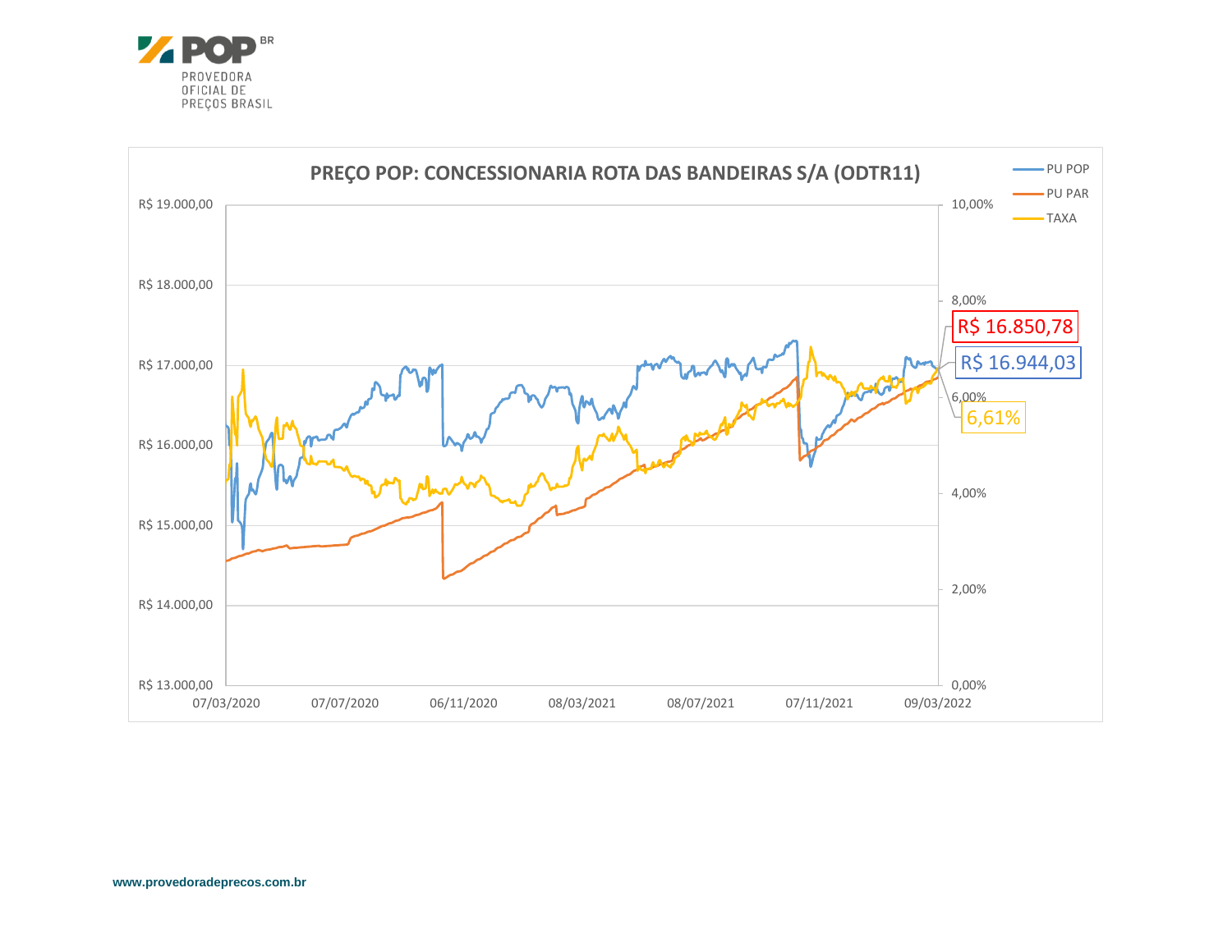PROVEDORA OFICIAL DE PREÇOS BRASIL

## PREÇO POP: CONCESSIONARIA ROTA DAS BANDEIRAS S/A (ODTR11)

PU POP
PU PAR
TAXA

R$ 19.000,00
R$ 18.000,00
R$ 17.000,00
R$ 16.000,00
R$ 15.000,00
R$ 14.000,00
R$ 13.000,00

10,00%
8,00%
6,00%
4,00%
2,00%
0,00%

07/03/2020 07/07/2020 06/11/2020 08/03/2021 08/07/2021 07/11/2021 09/03/2022

R$ 16.850,78

R$ 16.944,03

6,61%

www.provedoradeprecos.com.br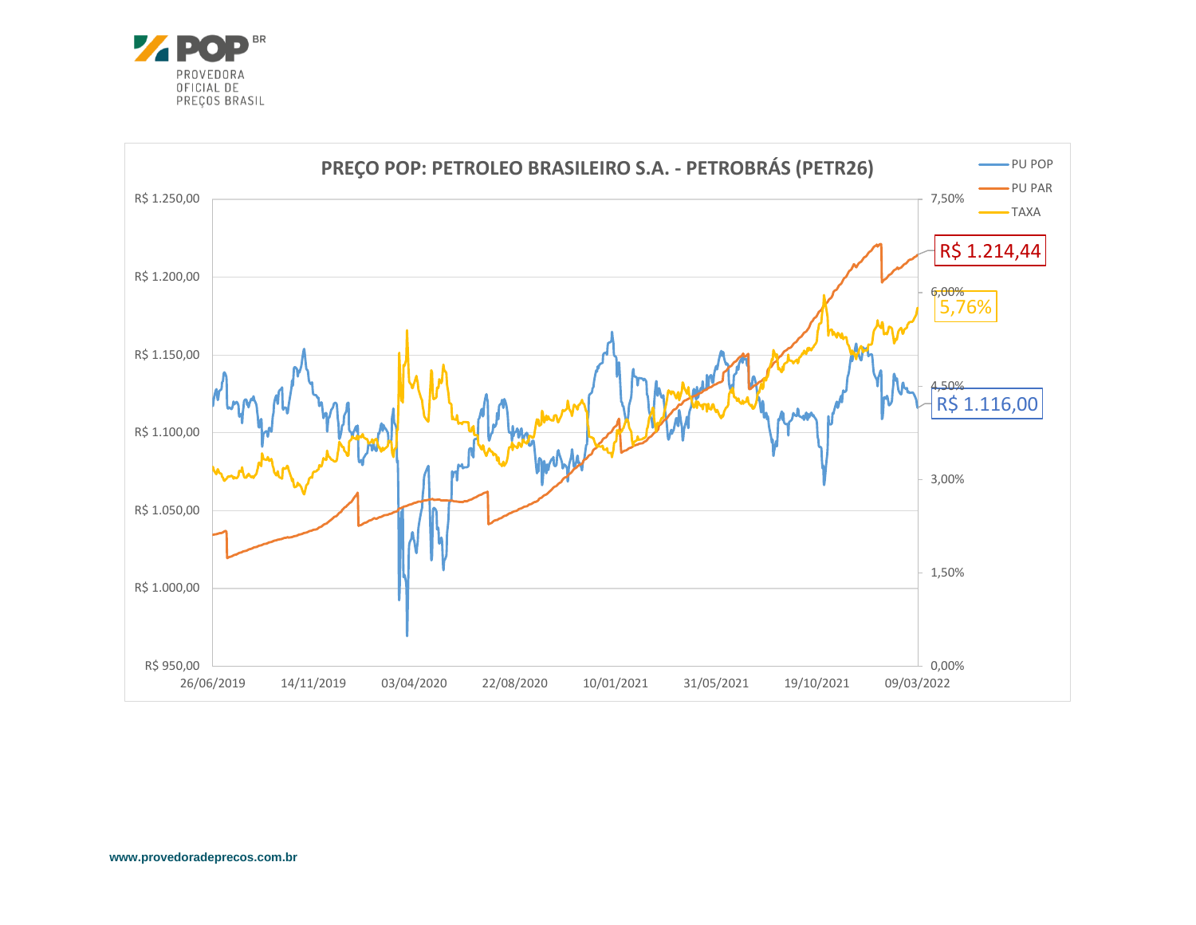PROVEDORA OFICIAL DE PREÇOS BRASIL

**PREÇO POP: PETROLEO BRASILEIRO S.A. - PETROBRÁS (PETR26)**

- PU POP
- PU PAR
- TAXA

R$ 1.214,44

5,76%

R$ 1.116,00

R$ 1.250,00
R$ 1.200,00
R$ 1.150,00
R$ 1.100,00
R$ 1.050,00
R$ 1.000,00
R$ 950,00

7,50%
6,00%
4,50%
3,00%
1,50%
0,00%

26/06/2019 14/11/2019 03/04/2020 22/08/2020 10/01/2021 31/05/2021 19/10/2021 09/03/2022

www.provedoradeprecos.com.br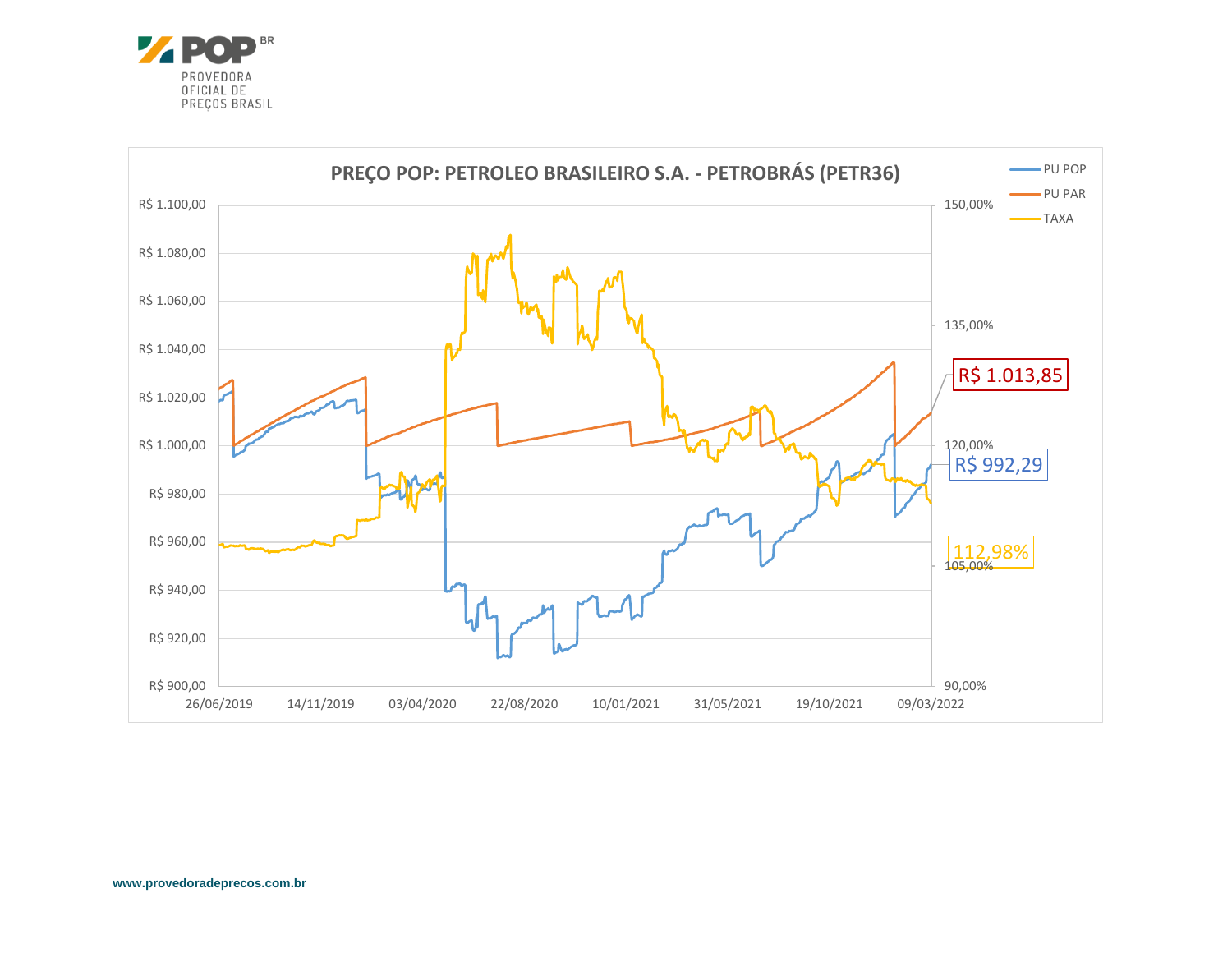PROVEDORA OFICIAL DE PREÇOS BRASIL

**PREÇO POP: PETROLEO BRASILEIRO S.A. - PETROBRÁS (PETR36)**

PU POP
PU PAR
TAXA

R$ 1.013,85

R$ 992,29

112,98%

R$ 1.100,00
R$ 1.080,00
R$ 1.060,00
R$ 1.040,00
R$ 1.020,00
R$ 1.000,00
R$ 980,00
R$ 960,00
R$ 940,00
R$ 920,00
R$ 900,00

150,00%
135,00%
120,00%
105,00%
90,00%

26/06/2019 14/11/2019 03/04/2020 22/08/2020 10/01/2021 31/05/2021 19/10/2021 09/03/2022

www.provedoradeprecos.com.br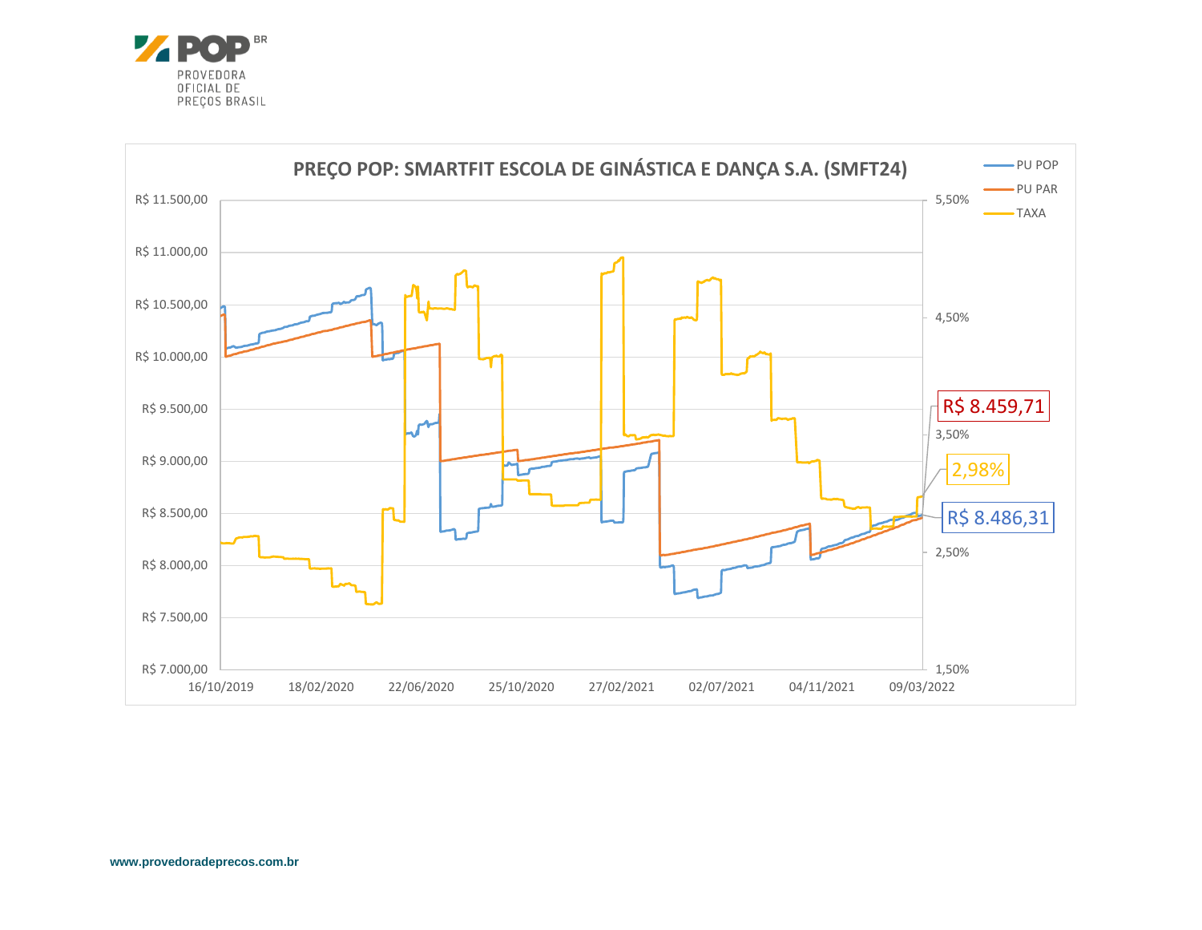PROVEDORA OFICIAL DE PREÇOS BRASIL

**PREÇO POP: SMARTFIT ESCOLA DE GINÁSTICA E DANÇA S.A. (SMFT24)**

- PU POP
- PU PAR
- TAXA

R$ 8.459,71

2,98%

R$ 8.486,31

www.provedoradeprecos.com.br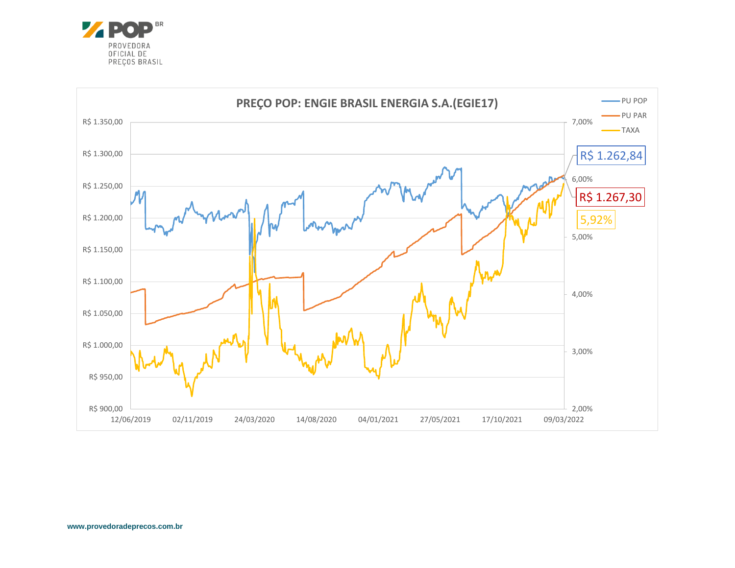## PREÇO POP: ENGIE BRASIL ENERGIA S.A.(EGIE17)

- PU POP
- PU PAR
- TAXA

R$ 1.262,84

R$ 1.267,30

5,92%

Eixo esquerdo: R$ 900,00 – R$ 1.350,00

Eixo direito: 2,00% – 7,00%

Datas: 12/06/2019, 02/11/2019, 24/03/2020, 14/08/2020, 04/01/2021, 27/05/2021, 17/10/2021, 09/03/2022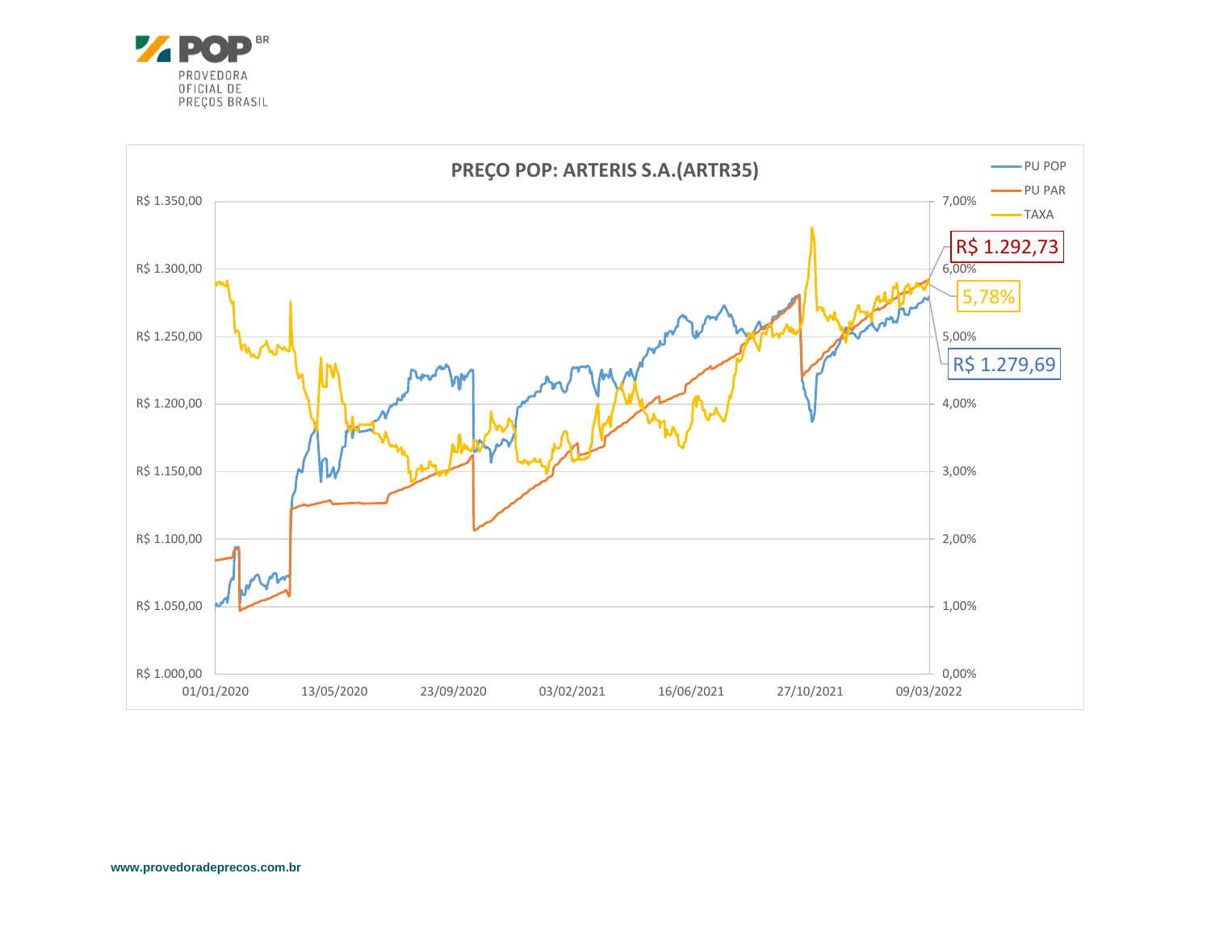# PREÇO POP: ARTERIS S.A.(ARTR35)

- PU POP
- PU PAR
- TAXA

R$ 1.292,73

5,78%

R$ 1.279,69

R$ 1.350,00
R$ 1.300,00
R$ 1.250,00
R$ 1.200,00
R$ 1.150,00
R$ 1.100,00
R$ 1.050,00
R$ 1.000,00

7,00%
6,00%
5,00%
4,00%
3,00%
2,00%
1,00%
0,00%

01/01/2020 13/05/2020 23/09/2020 03/02/2021 16/06/2021 27/10/2021 09/03/2022

www.provedoradeprecos.com.br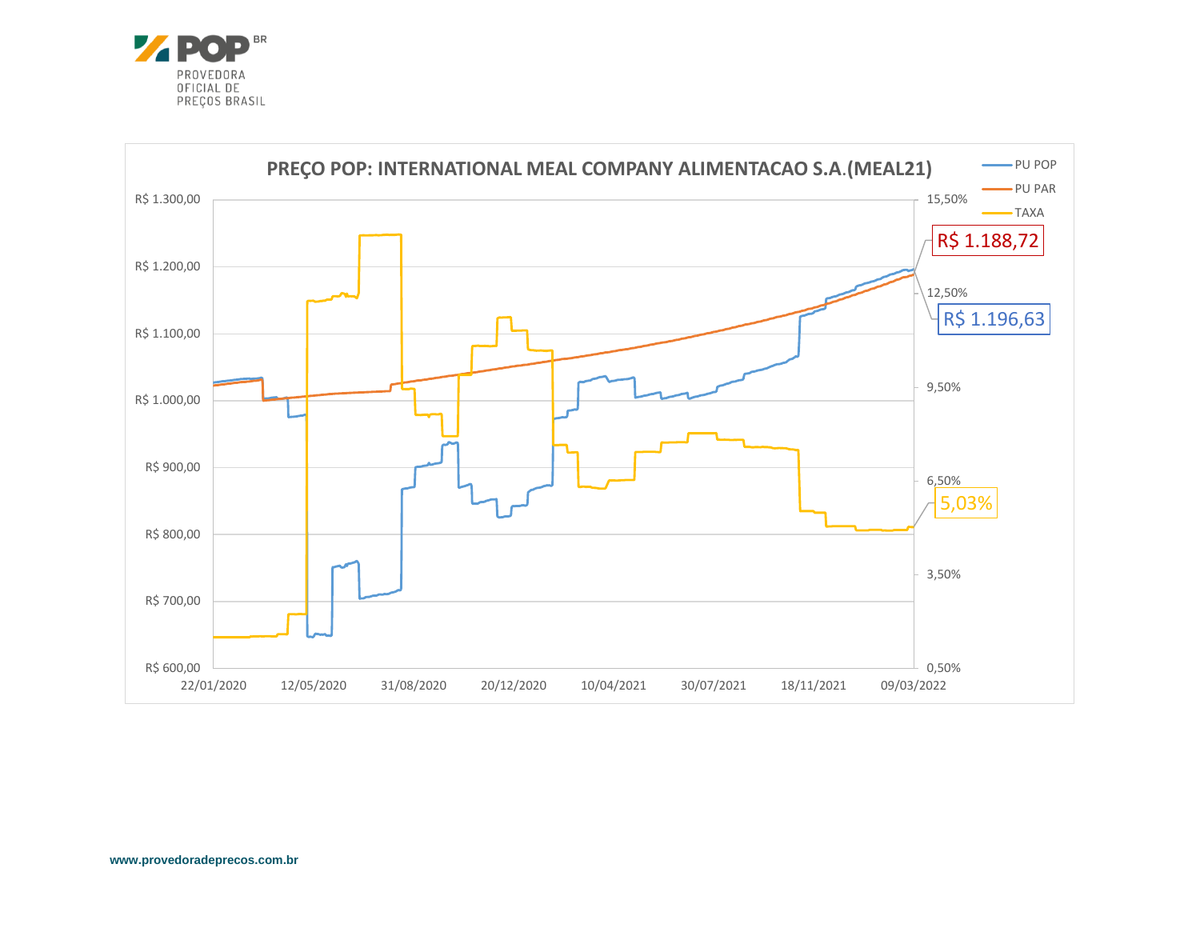PROVEDORA OFICIAL DE PREÇOS BRASIL

**PREÇO POP: INTERNATIONAL MEAL COMPANY ALIMENTACAO S.A.(MEAL21)**

Legend: PU POP, PU PAR, TAXA

Left axis: R$ 600,00 – R$ 1.300,00
Right axis: 0,50% – 15,50%
Horizontal axis: 22/01/2020, 12/05/2020, 31/08/2020, 20/12/2020, 10/04/2021, 30/07/2021, 18/11/2021, 09/03/2022

R$ 1.188,72

R$ 1.196,63

5,03%

www.provedoradeprecos.com.br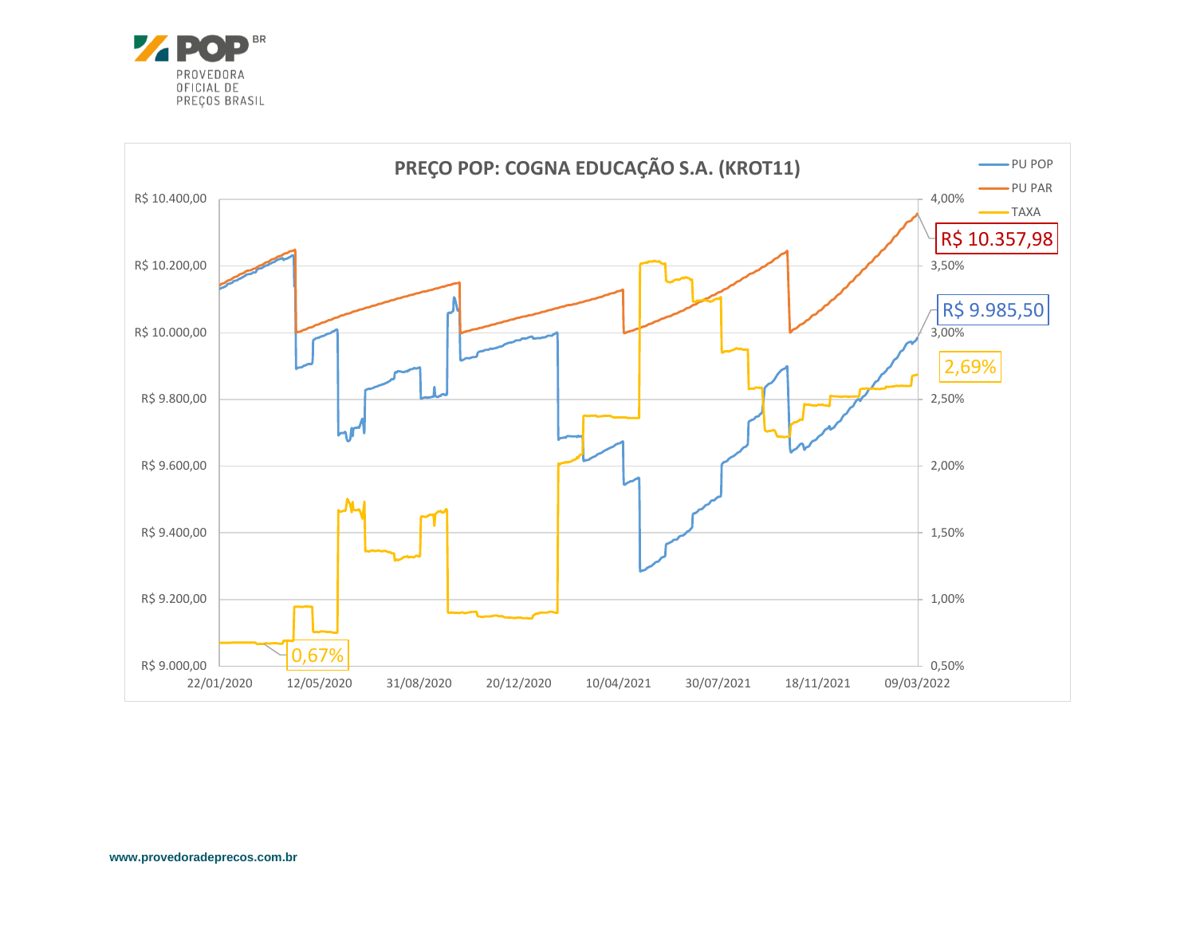# PREÇO POP: COGNA EDUCAÇÃO S.A. (KROT11)

Legend: PU POP, PU PAR, TAXA

Left axis: R$ 9.000,00 – R$ 10.400,00

Right axis: 0,50% – 4,00%

X axis: 22/01/2020, 12/05/2020, 31/08/2020, 20/12/2020, 10/04/2021, 30/07/2021, 18/11/2021, 09/03/2022

R$ 10.357,98

R$ 9.985,50

2,69%

0,67%

www.provedoradeprecos.com.br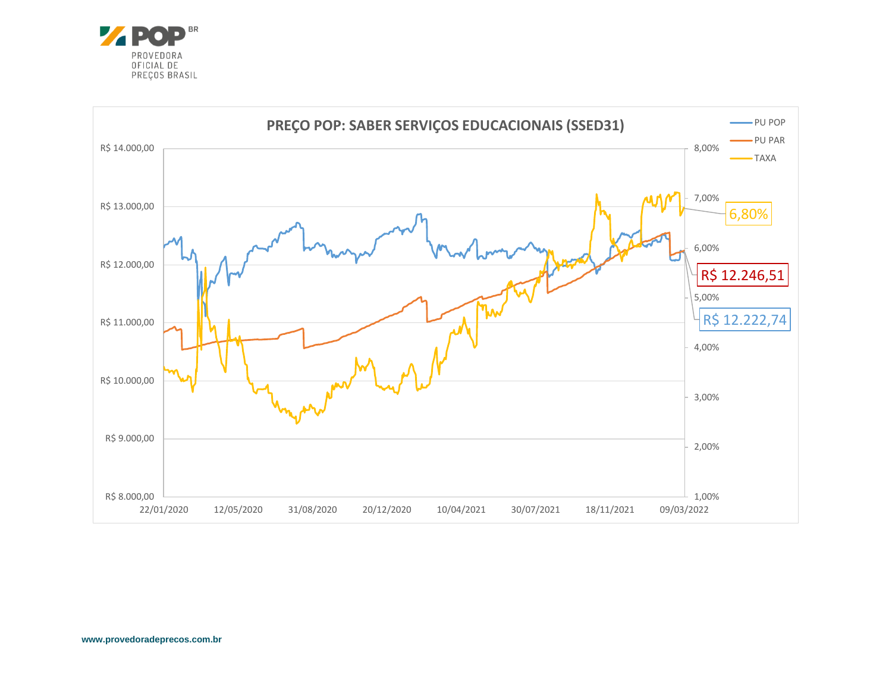PROVEDORA
OFICIAL DE
PREÇOS BRASIL

## PREÇO POP: SABER SERVIÇOS EDUCACIONAIS (SSED31)

- PU POP
- PU PAR
- TAXA

R$ 14.000,00 | R$ 13.000,00 | R$ 12.000,00 | R$ 11.000,00 | R$ 10.000,00 | R$ 9.000,00 | R$ 8.000,00

8,00% | 7,00% | 6,00% | 5,00% | 4,00% | 3,00% | 2,00% | 1,00%

22/01/2020 | 12/05/2020 | 31/08/2020 | 20/12/2020 | 10/04/2021 | 30/07/2021 | 18/11/2021 | 09/03/2022

6,80%

R$ 12.246,51

R$ 12.222,74

www.provedoradeprecos.com.br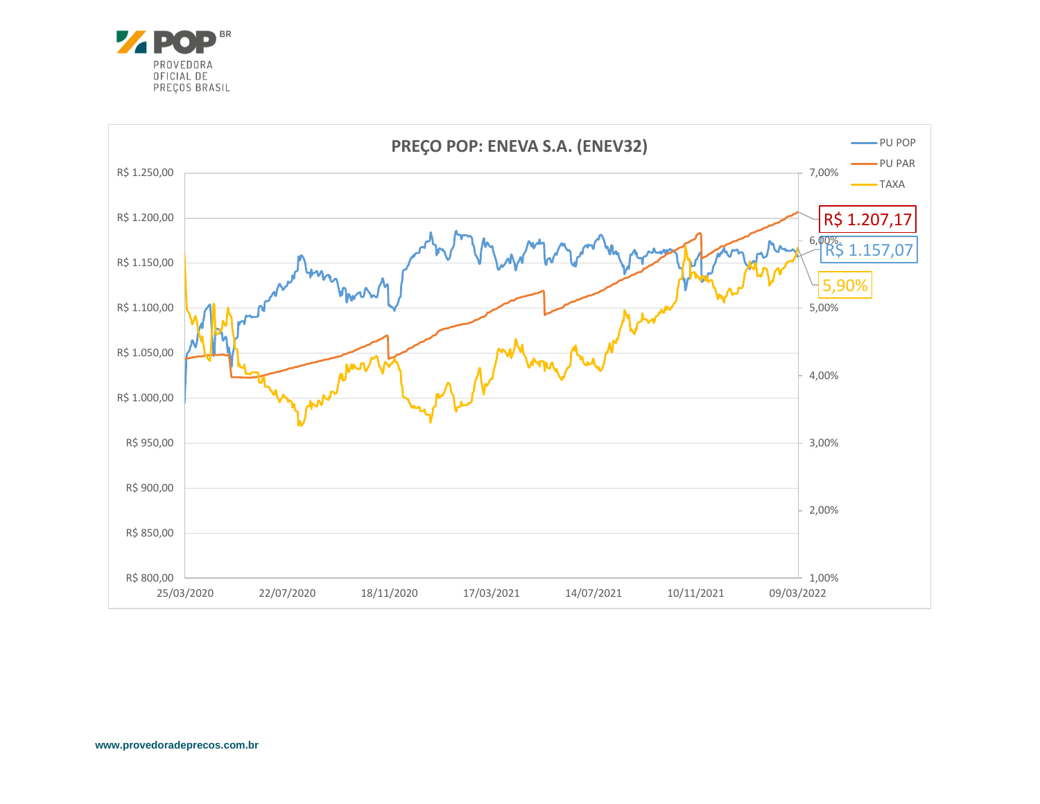POP BR
PROVEDORA
OFICIAL DE
PREÇOS BRASIL

## PREÇO POP: ENEVA S.A. (ENEV32)

- PU POP
- PU PAR
- TAXA

R$ 1.207,17

R$ 1.157,07

5,90%

R$ 1.250,00
R$ 1.200,00
R$ 1.150,00
R$ 1.100,00
R$ 1.050,00
R$ 1.000,00
R$ 950,00
R$ 900,00
R$ 850,00
R$ 800,00

7,00%
6,00%
5,00%
4,00%
3,00%
2,00%
1,00%

25/03/2020 22/07/2020 18/11/2020 17/03/2021 14/07/2021 10/11/2021 09/03/2022

www.provedoradeprecos.com.br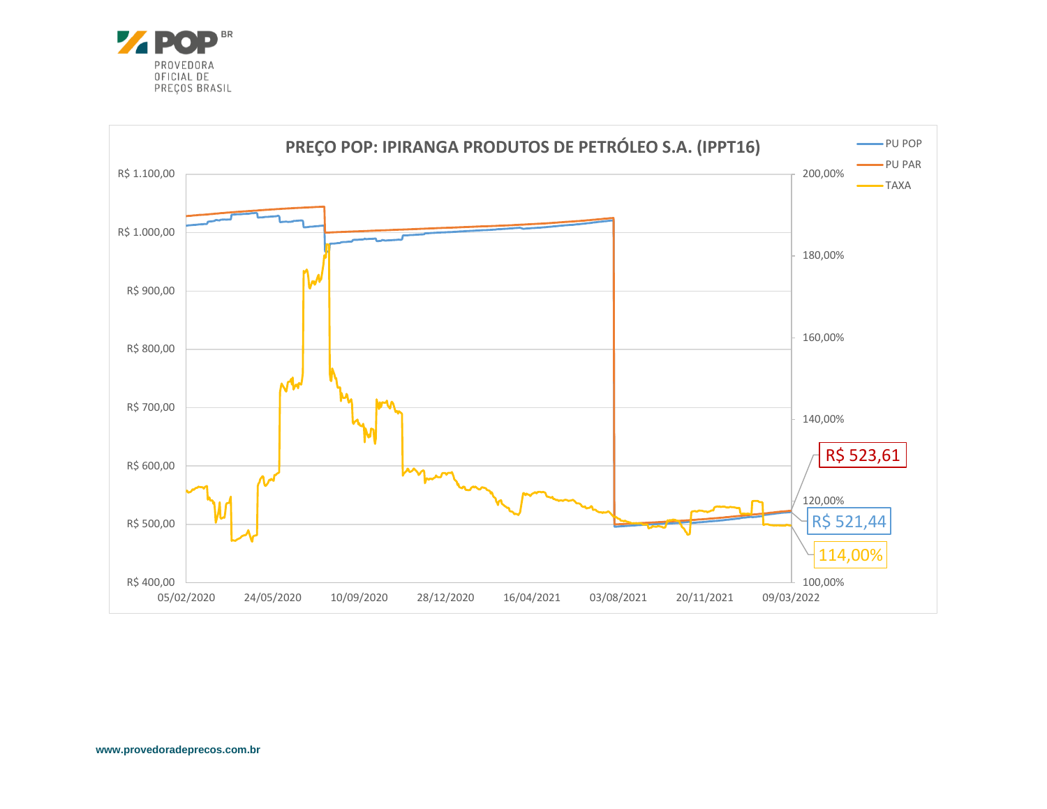**PREÇO POP: IPIRANGA PRODUTOS DE PETRÓLEO S.A. (IPPT16)**

- PU POP
- PU PAR
- TAXA

R$ 523,61

R$ 521,44

114,00%

www.provedoradeprecos.com.br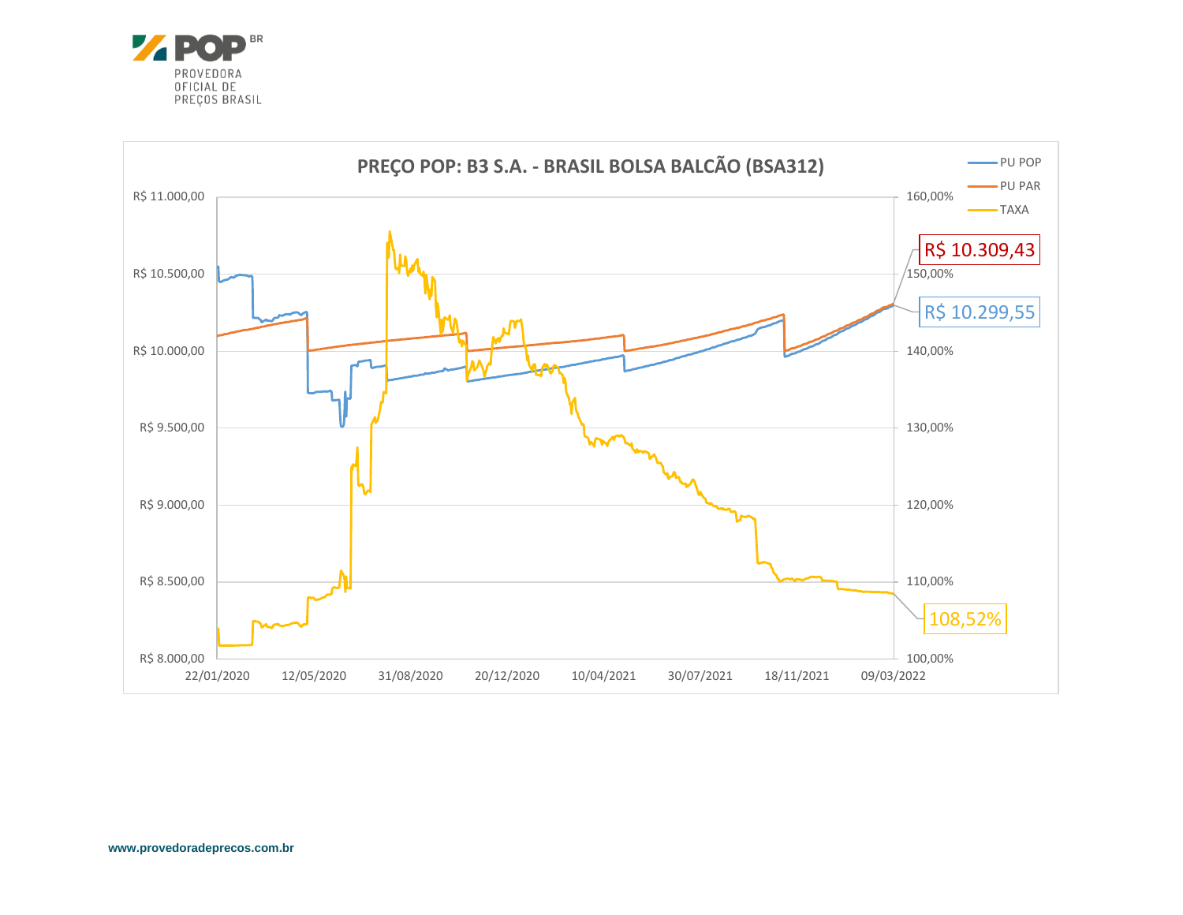**PROVEDORA OFICIAL DE PREÇOS BRASIL**

## PREÇO POP: B3 S.A. - BRASIL BOLSA BALCÃO (BSA312)

- PU POP
- PU PAR
- TAXA

R$ 10.309,43

R$ 10.299,55

108,52%

| Eixo esquerdo | Eixo direito |
|---|---|
| R$ 11.000,00 | 160,00% |
| R$ 10.500,00 | 150,00% |
| R$ 10.000,00 | 140,00% |
| R$ 9.500,00 | 130,00% |
| R$ 9.000,00 | 120,00% |
| R$ 8.500,00 | 110,00% |
| R$ 8.000,00 | 100,00% |

22/01/2020 | 12/05/2020 | 31/08/2020 | 20/12/2020 | 10/04/2021 | 30/07/2021 | 18/11/2021 | 09/03/2022

www.provedoradeprecos.com.br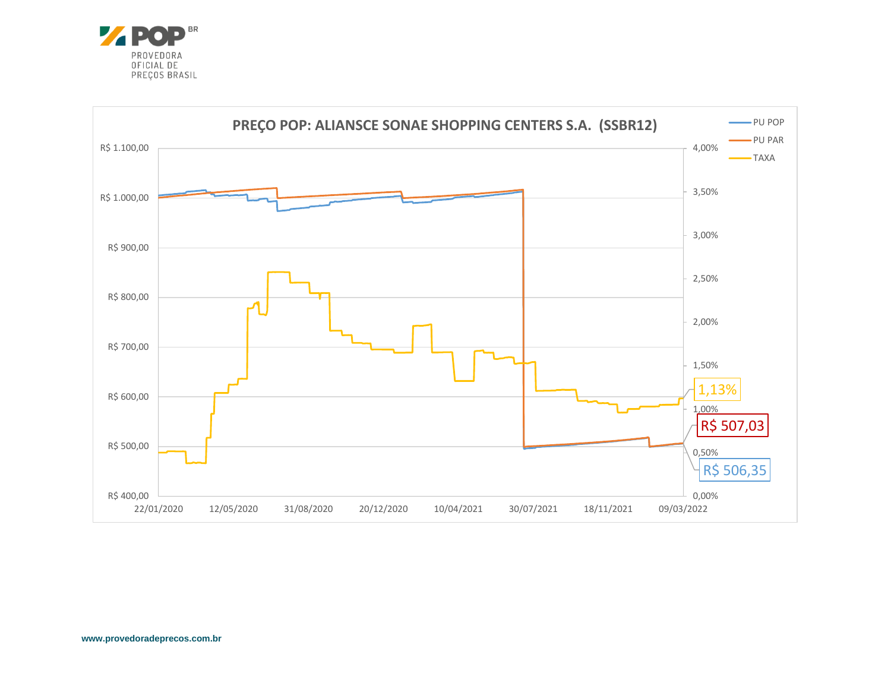PROVEDORA OFICIAL DE PREÇOS BRASIL

## PREÇO POP: ALIANSCE SONAE SHOPPING CENTERS S.A. (SSBR12)

- PU POP
- PU PAR
- TAXA

R$ 1.100,00
R$ 1.000,00
R$ 900,00
R$ 800,00
R$ 700,00
R$ 600,00
R$ 500,00
R$ 400,00

4,00%
3,50%
3,00%
2,50%
2,00%
1,50%
1,00%
0,50%
0,00%

22/01/2020 12/05/2020 31/08/2020 20/12/2020 10/04/2021 30/07/2021 18/11/2021 09/03/2022

1,13%

R$ 507,03

R$ 506,35

www.provedoradeprecos.com.br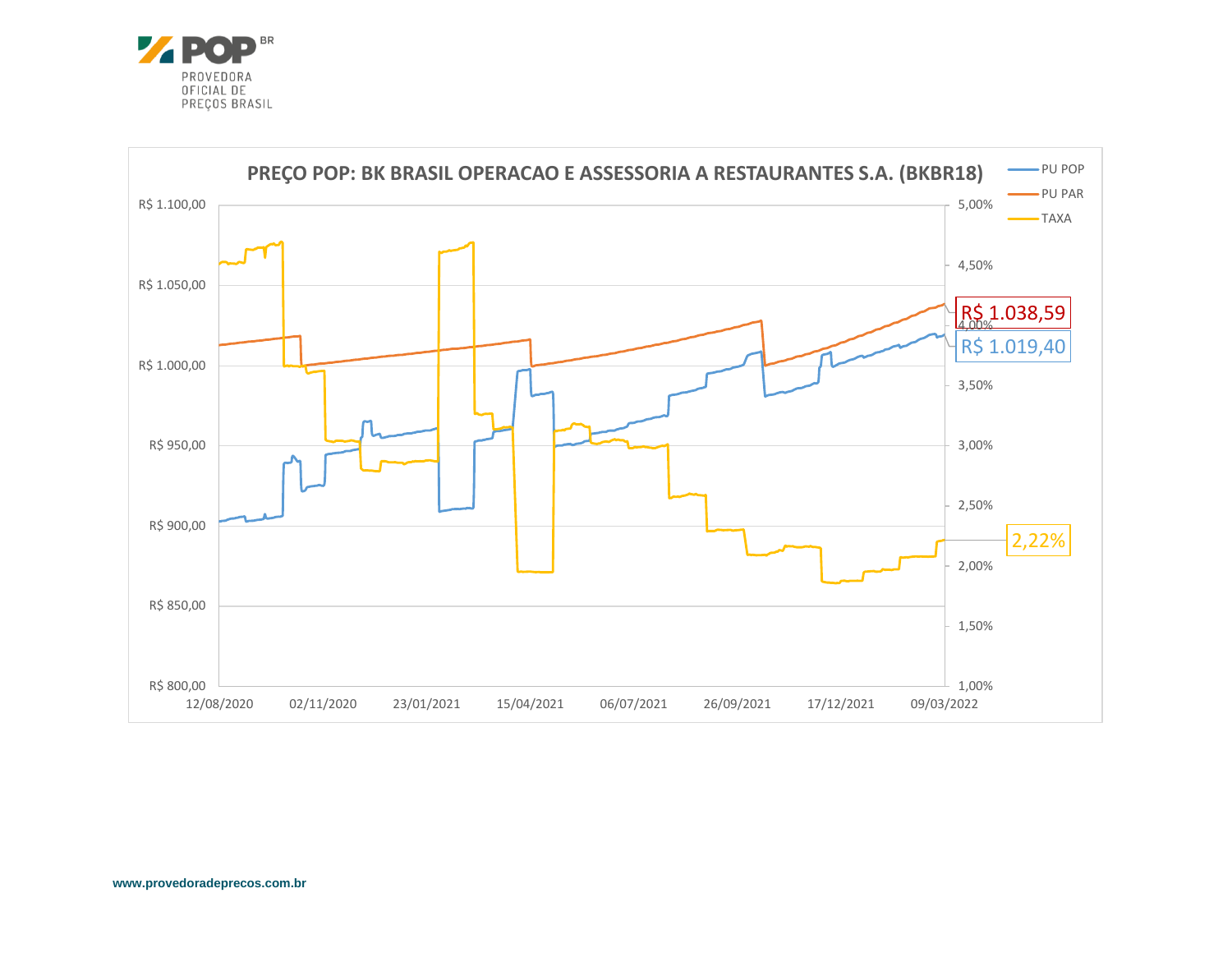**PREÇO POP: BK BRASIL OPERACAO E ASSESSORIA A RESTAURANTES S.A. (BKBR18)**

- PU POP
- PU PAR
- TAXA

R$ 1.100,00
R$ 1.050,00
R$ 1.000,00
R$ 950,00
R$ 900,00
R$ 850,00
R$ 800,00

5,00%
4,50%
4,00%
3,50%
3,00%
2,50%
2,00%
1,50%
1,00%

12/08/2020 02/11/2020 23/01/2021 15/04/2021 06/07/2021 26/09/2021 17/12/2021 09/03/2022

R$ 1.038,59

R$ 1.019,40

2,22%

www.provedoradeprecos.com.br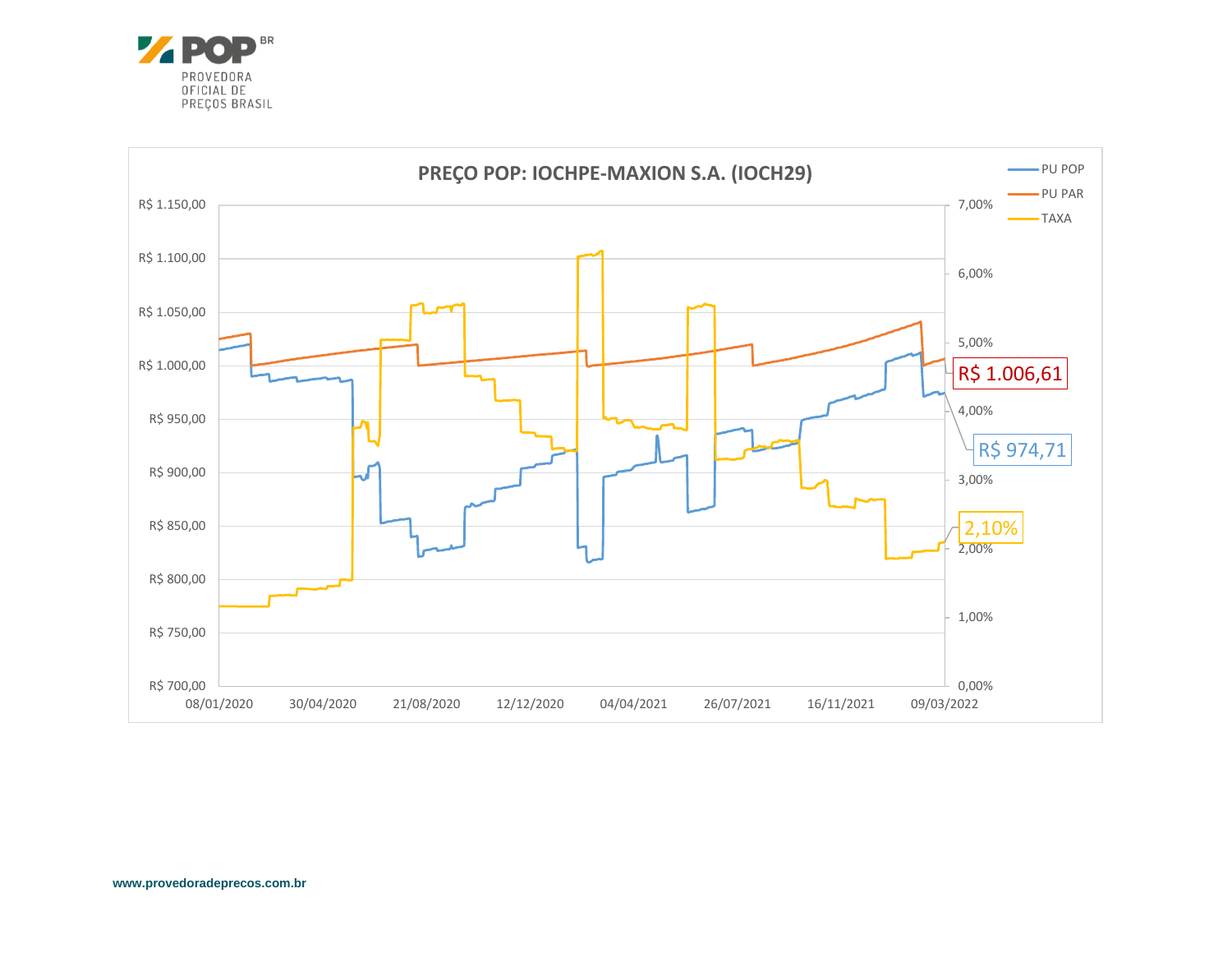**PREÇO POP: IOCHPE-MAXION S.A. (IOCH29)**

- PU POP
- PU PAR
- TAXA

R$ 1.006,61

R$ 974,71

2,10%

R$ 1.150,00 | R$ 1.100,00 | R$ 1.050,00 | R$ 1.000,00 | R$ 950,00 | R$ 900,00 | R$ 850,00 | R$ 800,00 | R$ 750,00 | R$ 700,00

7,00% | 6,00% | 5,00% | 4,00% | 3,00% | 2,00% | 1,00% | 0,00%

08/01/2020 | 30/04/2020 | 21/08/2020 | 12/12/2020 | 04/04/2021 | 26/07/2021 | 16/11/2021 | 09/03/2022

www.provedoradeprecos.com.br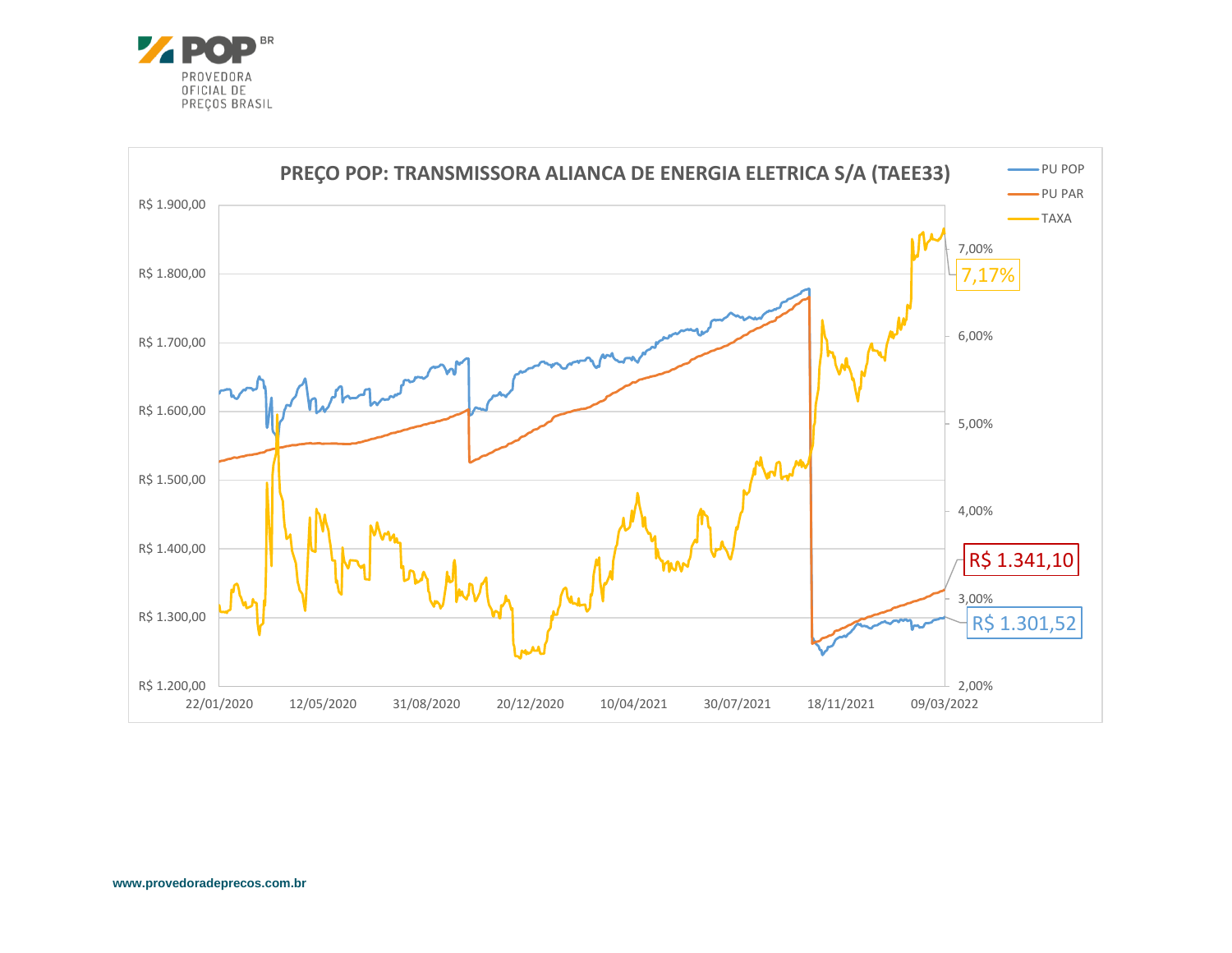# PREÇO POP: TRANSMISSORA ALIANCA DE ENERGIA ELETRICA S/A (TAEE33)

- PU POP
- PU PAR
- TAXA

R$ 1.900,00
R$ 1.800,00
R$ 1.700,00
R$ 1.600,00
R$ 1.500,00
R$ 1.400,00
R$ 1.300,00
R$ 1.200,00

7,00%
6,00%
5,00%
4,00%
3,00%
2,00%

22/01/2020 12/05/2020 31/08/2020 20/12/2020 10/04/2021 30/07/2021 18/11/2021 09/03/2022

7,17%

R$ 1.341,10

R$ 1.301,52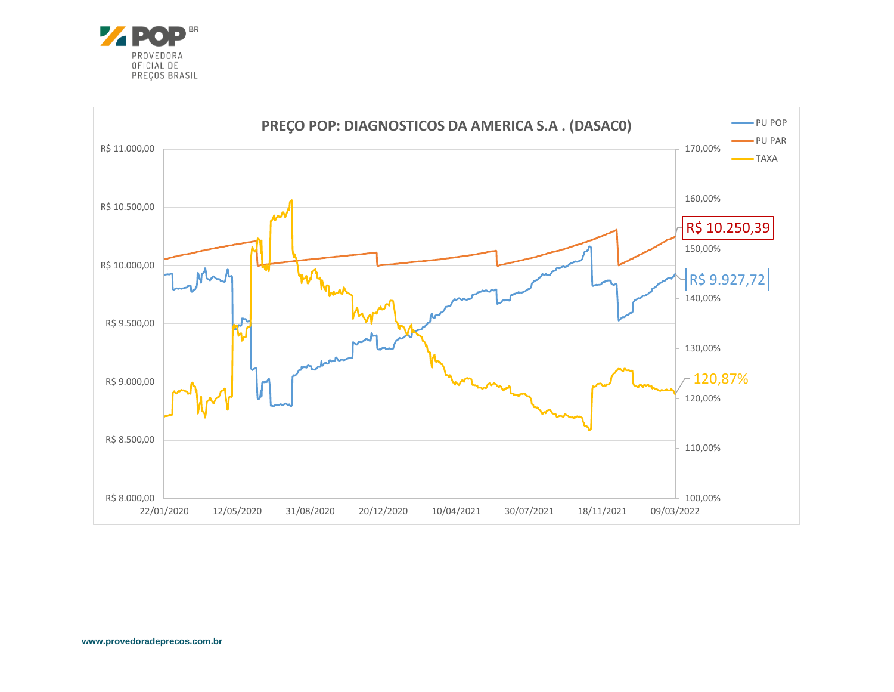**PREÇO POP: DIAGNOSTICOS DA AMERICA S.A . (DASAC0)**

Legend: PU POP, PU PAR, TAXA

Left axis: R$ 8.000,00 – R$ 11.000,00
Right axis: 100,00% – 170,00%
X axis: 22/01/2020, 12/05/2020, 31/08/2020, 20/12/2020, 10/04/2021, 30/07/2021, 18/11/2021, 09/03/2022

R$ 10.250,39

R$ 9.927,72

120,87%

**www.provedoradeprecos.com.br**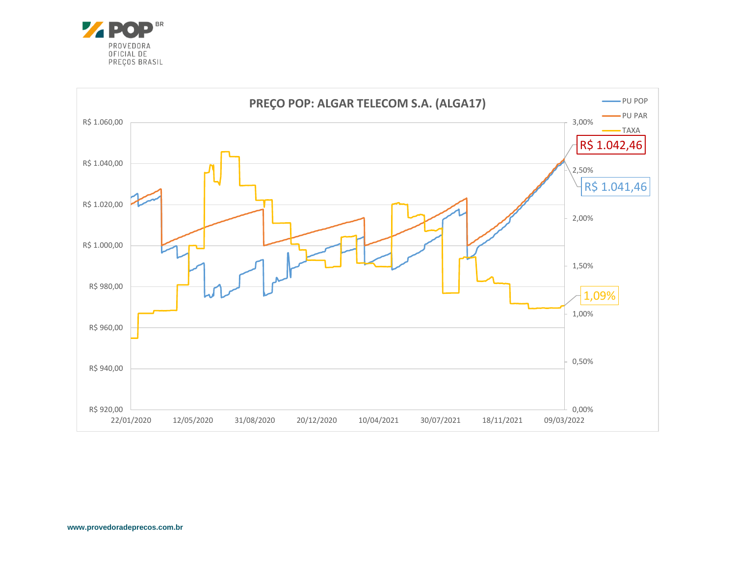PROVEDORA OFICIAL DE PREÇOS BRASIL

**PREÇO POP: ALGAR TELECOM S.A. (ALGA17)**

- PU POP
- PU PAR
- TAXA

R$ 1.042,46

R$ 1.041,46

1,09%

www.provedoradeprecos.com.br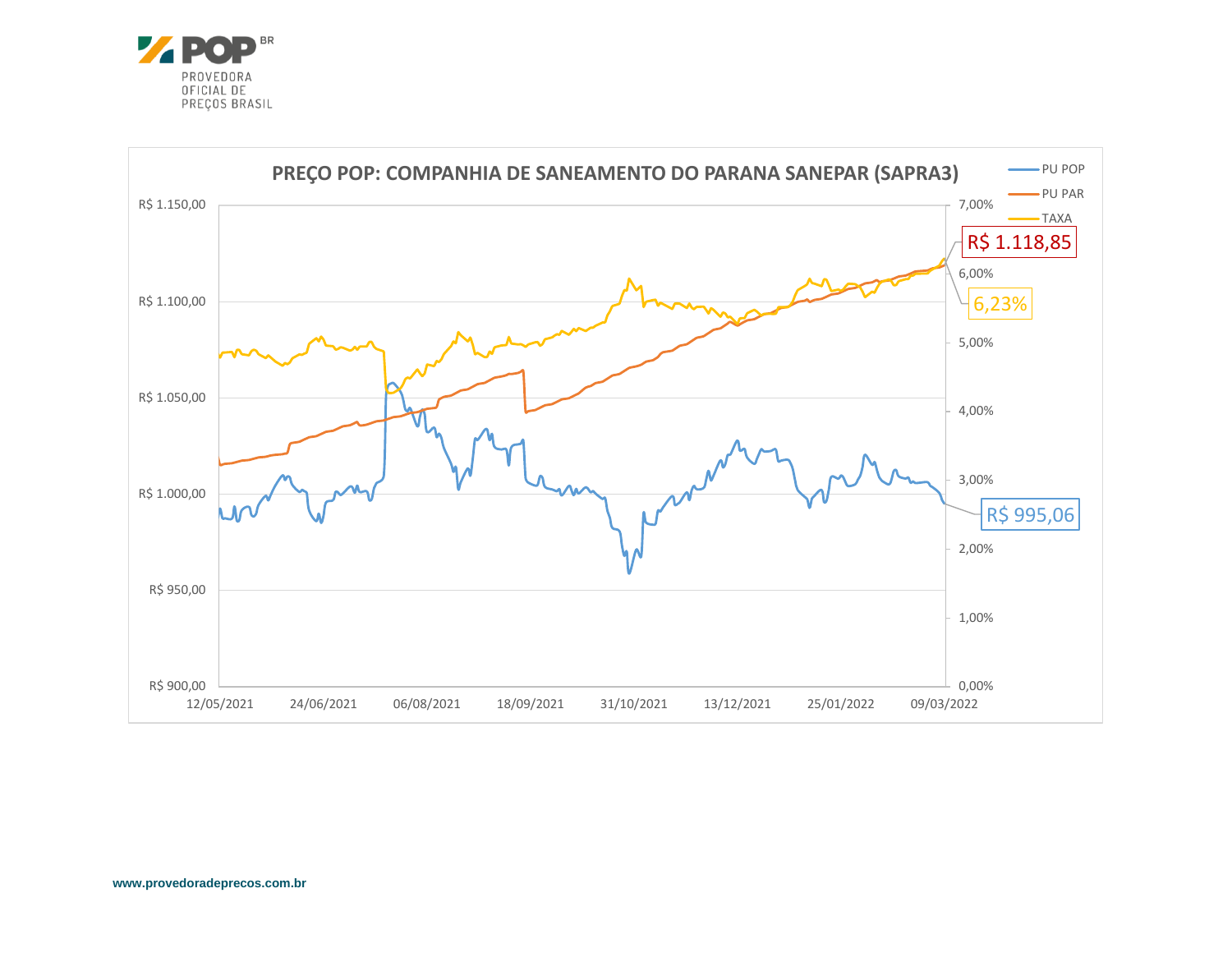**PREÇO POP: COMPANHIA DE SANEAMENTO DO PARANA SANEPAR (SAPRA3)**

- PU POP
- PU PAR
- TAXA

R$ 1.118,85

6,23%

R$ 995,06

www.provedoradeprecos.com.br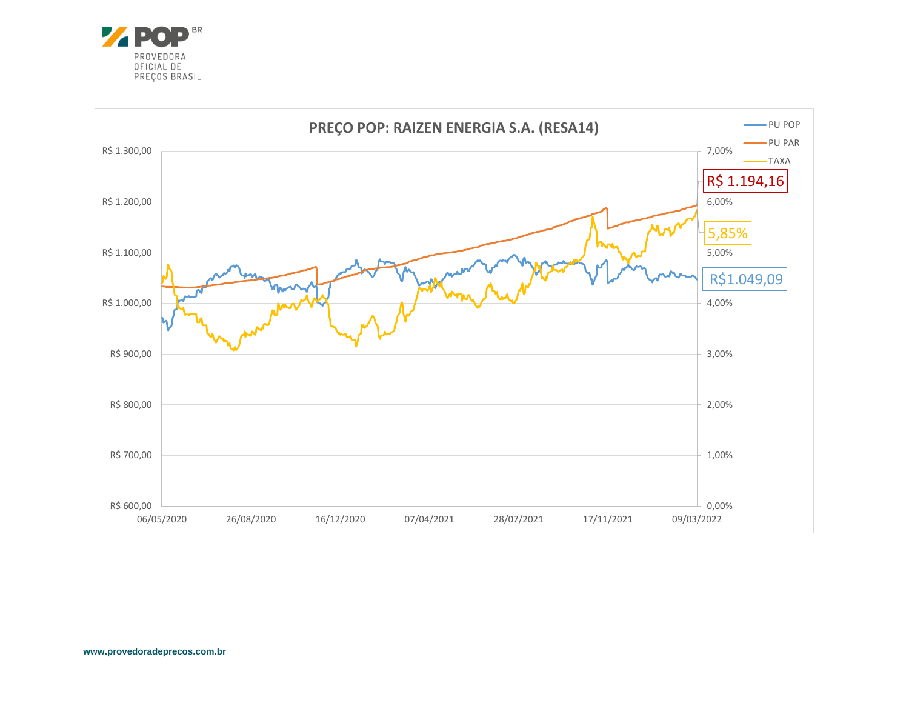**PROVEDORA OFICIAL DE PREÇOS BRASIL**

## PREÇO POP: RAIZEN ENERGIA S.A. (RESA14)

- PU POP
- PU PAR
- TAXA

R$ 1.194,16

5,85%

R$1.049,09

www.provedoradeprecos.com.br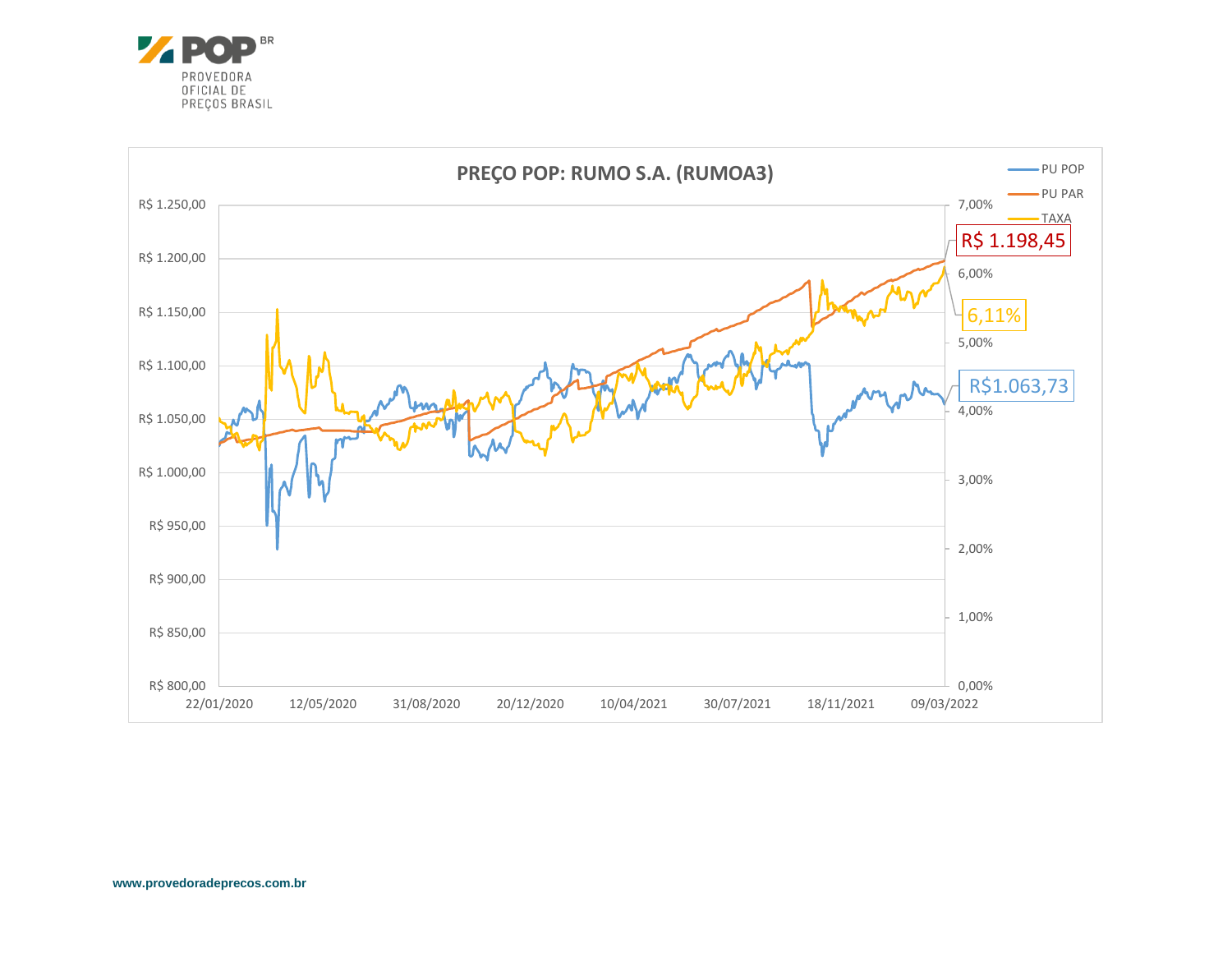PROVEDORA OFICIAL DE PREÇOS BRASIL

**PREÇO POP: RUMO S.A. (RUMOA3)**

- PU POP
- PU PAR
- TAXA

R$ 1.198,45

6,11%

R$1.063,73

| R$ 1.250,00 | 7,00% |
|---|---|
| R$ 1.200,00 | 6,00% |
| R$ 1.150,00 | 5,00% |
| R$ 1.100,00 | 4,00% |
| R$ 1.050,00 | 3,00% |
| R$ 1.000,00 | 2,00% |
| R$ 950,00 | 1,00% |
| R$ 900,00 | 0,00% |
| R$ 850,00 | |
| R$ 800,00 | |

22/01/2020 12/05/2020 31/08/2020 20/12/2020 10/04/2021 30/07/2021 18/11/2021 09/03/2022

www.provedoradeprecos.com.br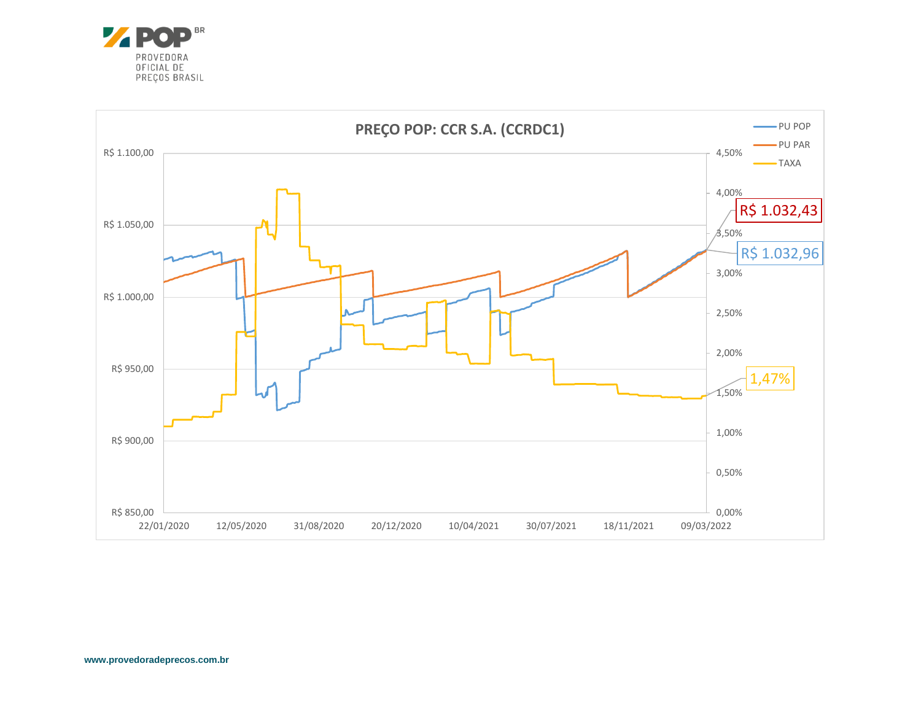POP BR

PROVEDORA OFICIAL DE PREÇOS BRASIL

PREÇO POP: CCR S.A. (CCRDC1)

PU POP

PU PAR

TAXA

R$ 1.100,00

R$ 1.050,00

R$ 1.000,00

R$ 950,00

R$ 900,00

R$ 850,00

4,50%

4,00%

3,50%

3,00%

2,50%

2,00%

1,50%

1,00%

0,50%

0,00%

22/01/2020

12/05/2020

31/08/2020

20/12/2020

10/04/2021

30/07/2021

18/11/2021

09/03/2022

R$ 1.032,43

R$ 1.032,96

1,47%

www.provedoradeprecos.com.br